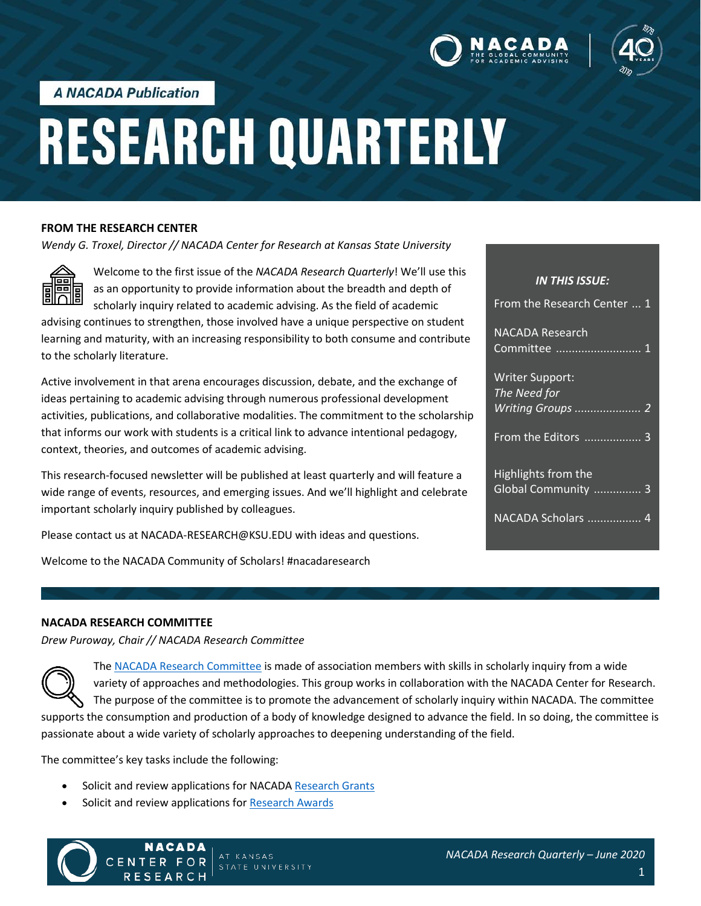A NACADA Publication

# RESEARCH QUARTERLY

## FROM THE RESEARCH CENTER

*Wendy G. Troxel, Director // NACADA Center for Research at Kansas State University*

Welcome to the first issue of the *NACADA Research Quarterly*! We'll use this as an opportunity to provide information about the breadth and depth of scholarly inquiry related to academic advising. As the field of academic advising continues to strengthen, those involved have a unique perspective on student learning and maturity, with an increasing responsibility to both consume and contribute to the scholarly literature.

Active involvement in that arena encourages discussion, debate, and the exchange of ideas pertaining to academic advising through numerous professional development activities, publications, and collaborative modalities. The commitment to the scholarship that informs our work with students is a critical link to advance intentional pedagogy, context, theories, and outcomes of academic advising.

This research-focused newsletter will be published at least quarterly and will feature a wide range of events, resources, and emerging issues. And we'll highlight and celebrate important scholarly inquiry published by colleagues.

Please contact us at NACADA-RESEARCH@KSU.EDU with ideas and questions.

Welcome to the NACADA Community of Scholars! #nacadaresearch

***IN THIS ISSUE:***

- From the Research Center ... 1
- NACADA Research Committee ........................... 1
- Writer Support: *The Need for Writing Groups* ..................... *2*
- From the Editors .................. 3
- Highlights from the Global Community ............... 3
- NACADA Scholars ................. 4

## NACADA RESEARCH COMMITTEE

*Drew Puroway, Chair // NACADA Research Committee*

The NACADA Research Committee is made of association members with skills in scholarly inquiry from a wide variety of approaches and methodologies. This group works in collaboration with the NACADA Center for Research. The purpose of the committee is to promote the advancement of scholarly inquiry within NACADA. The committee supports the consumption and production of a body of knowledge designed to advance the field. In so doing, the committee is passionate about a wide variety of scholarly approaches to deepening understanding of the field.

The committee's key tasks include the following:

- Solicit and review applications for NACADA Research Grants
- Solicit and review applications for Research Awards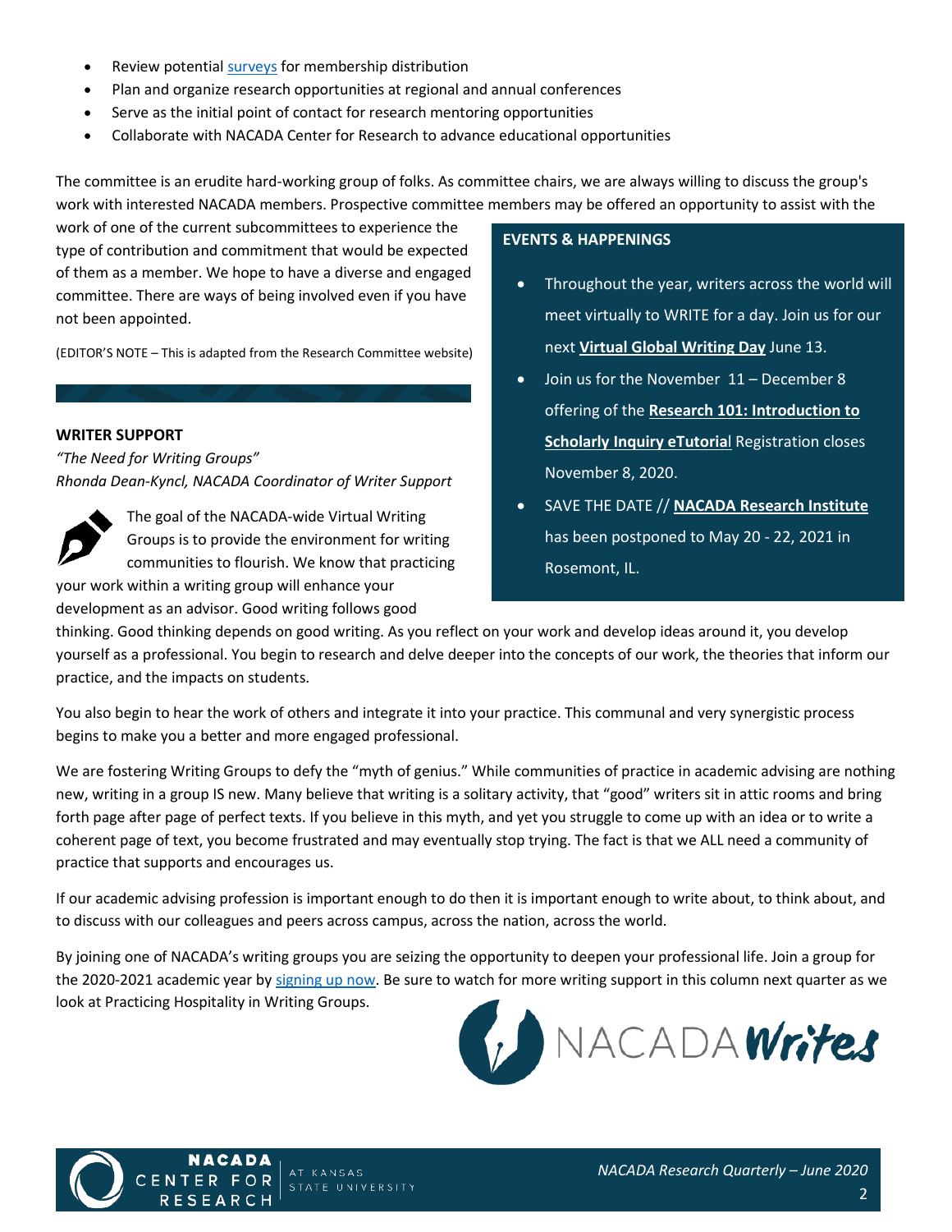- Review potential surveys for membership distribution
- Plan and organize research opportunities at regional and annual conferences
- Serve as the initial point of contact for research mentoring opportunities
- Collaborate with NACADA Center for Research to advance educational opportunities

The committee is an erudite hard-working group of folks. As committee chairs, we are always willing to discuss the group's work with interested NACADA members. Prospective committee members may be offered an opportunity to assist with the work of one of the current subcommittees to experience the type of contribution and commitment that would be expected of them as a member. We hope to have a diverse and engaged committee. There are ways of being involved even if you have not been appointed.

(EDITOR'S NOTE – This is adapted from the Research Committee website)

**EVENTS & HAPPENINGS**

- Throughout the year, writers across the world will meet virtually to WRITE for a day. Join us for our next **Virtual Global Writing Day** June 13.
- Join us for the November 11 – December 8 offering of the **Research 101: Introduction to Scholarly Inquiry eTutorial** Registration closes November 8, 2020.
- SAVE THE DATE // **NACADA Research Institute** has been postponed to May 20 - 22, 2021 in Rosemont, IL.

**WRITER SUPPORT**

*"The Need for Writing Groups"*

*Rhonda Dean-Kyncl, NACADA Coordinator of Writer Support*

The goal of the NACADA-wide Virtual Writing Groups is to provide the environment for writing communities to flourish. We know that practicing your work within a writing group will enhance your development as an advisor. Good writing follows good thinking. Good thinking depends on good writing. As you reflect on your work and develop ideas around it, you develop yourself as a professional. You begin to research and delve deeper into the concepts of our work, the theories that inform our practice, and the impacts on students.

You also begin to hear the work of others and integrate it into your practice. This communal and very synergistic process begins to make you a better and more engaged professional.

We are fostering Writing Groups to defy the "myth of genius." While communities of practice in academic advising are nothing new, writing in a group IS new. Many believe that writing is a solitary activity, that "good" writers sit in attic rooms and bring forth page after page of perfect texts. If you believe in this myth, and yet you struggle to come up with an idea or to write a coherent page of text, you become frustrated and may eventually stop trying. The fact is that we ALL need a community of practice that supports and encourages us.

If our academic advising profession is important enough to do then it is important enough to write about, to think about, and to discuss with our colleagues and peers across campus, across the nation, across the world.

By joining one of NACADA's writing groups you are seizing the opportunity to deepen your professional life. Join a group for the 2020-2021 academic year by signing up now. Be sure to watch for more writing support in this column next quarter as we look at Practicing Hospitality in Writing Groups.

NACADA *Writes*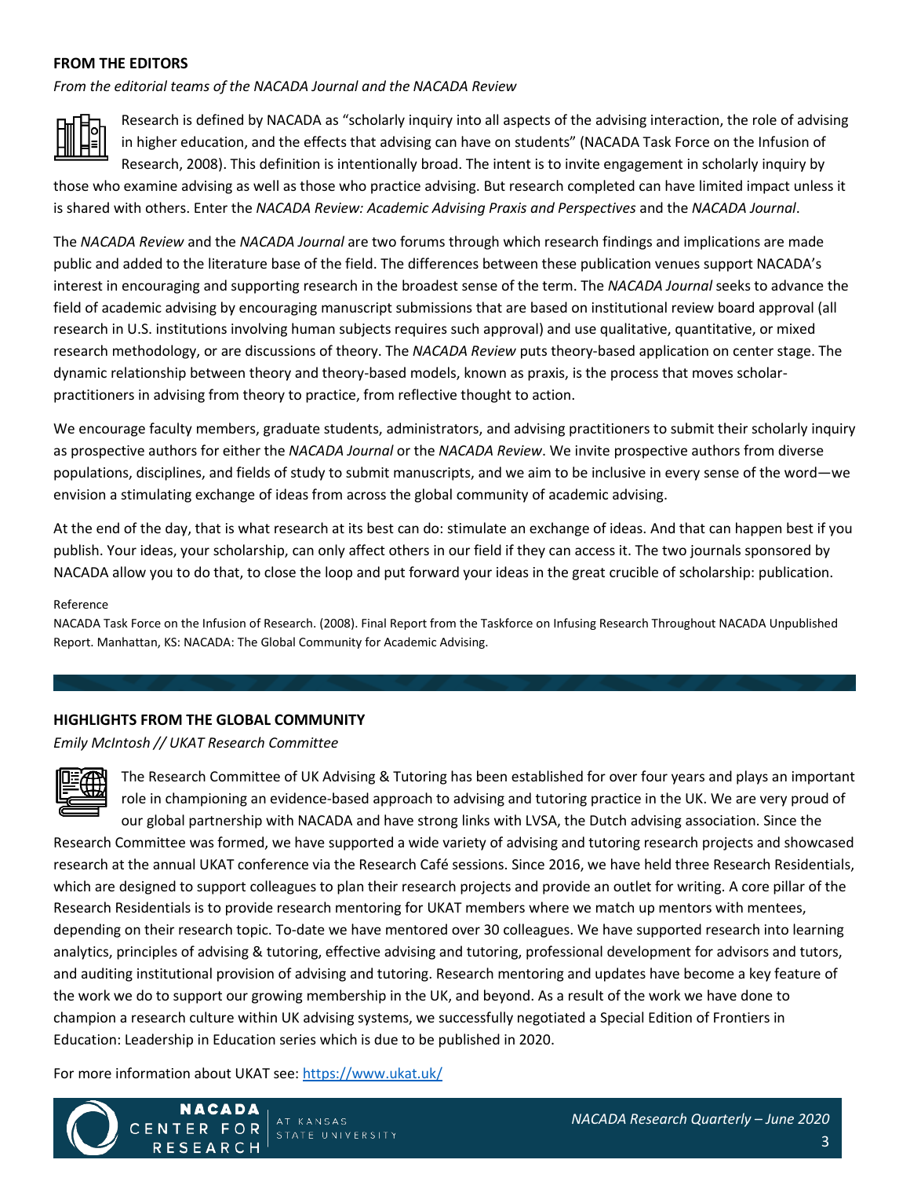## FROM THE EDITORS

*From the editorial teams of the NACADA Journal and the NACADA Review*

Research is defined by NACADA as "scholarly inquiry into all aspects of the advising interaction, the role of advising in higher education, and the effects that advising can have on students" (NACADA Task Force on the Infusion of Research, 2008). This definition is intentionally broad. The intent is to invite engagement in scholarly inquiry by those who examine advising as well as those who practice advising. But research completed can have limited impact unless it is shared with others. Enter the *NACADA Review: Academic Advising Praxis and Perspectives* and the *NACADA Journal*.

The *NACADA Review* and the *NACADA Journal* are two forums through which research findings and implications are made public and added to the literature base of the field. The differences between these publication venues support NACADA's interest in encouraging and supporting research in the broadest sense of the term. The *NACADA Journal* seeks to advance the field of academic advising by encouraging manuscript submissions that are based on institutional review board approval (all research in U.S. institutions involving human subjects requires such approval) and use qualitative, quantitative, or mixed research methodology, or are discussions of theory. The *NACADA Review* puts theory-based application on center stage. The dynamic relationship between theory and theory-based models, known as praxis, is the process that moves scholar-practitioners in advising from theory to practice, from reflective thought to action.

We encourage faculty members, graduate students, administrators, and advising practitioners to submit their scholarly inquiry as prospective authors for either the *NACADA Journal* or the *NACADA Review*. We invite prospective authors from diverse populations, disciplines, and fields of study to submit manuscripts, and we aim to be inclusive in every sense of the word—we envision a stimulating exchange of ideas from across the global community of academic advising.

At the end of the day, that is what research at its best can do: stimulate an exchange of ideas. And that can happen best if you publish. Your ideas, your scholarship, can only affect others in our field if they can access it. The two journals sponsored by NACADA allow you to do that, to close the loop and put forward your ideas in the great crucible of scholarship: publication.

Reference

NACADA Task Force on the Infusion of Research. (2008). Final Report from the Taskforce on Infusing Research Throughout NACADA Unpublished Report. Manhattan, KS: NACADA: The Global Community for Academic Advising.

## HIGHLIGHTS FROM THE GLOBAL COMMUNITY

*Emily McIntosh // UKAT Research Committee*

The Research Committee of UK Advising & Tutoring has been established for over four years and plays an important role in championing an evidence-based approach to advising and tutoring practice in the UK. We are very proud of our global partnership with NACADA and have strong links with LVSA, the Dutch advising association. Since the Research Committee was formed, we have supported a wide variety of advising and tutoring research projects and showcased research at the annual UKAT conference via the Research Café sessions. Since 2016, we have held three Research Residentials, which are designed to support colleagues to plan their research projects and provide an outlet for writing. A core pillar of the Research Residentials is to provide research mentoring for UKAT members where we match up mentors with mentees, depending on their research topic. To-date we have mentored over 30 colleagues. We have supported research into learning analytics, principles of advising & tutoring, effective advising and tutoring, professional development for advisors and tutors, and auditing institutional provision of advising and tutoring. Research mentoring and updates have become a key feature of the work we do to support our growing membership in the UK, and beyond. As a result of the work we have done to champion a research culture within UK advising systems, we successfully negotiated a Special Edition of Frontiers in Education: Leadership in Education series which is due to be published in 2020.

For more information about UKAT see: [https://www.ukat.uk/](https://www.ukat.uk/)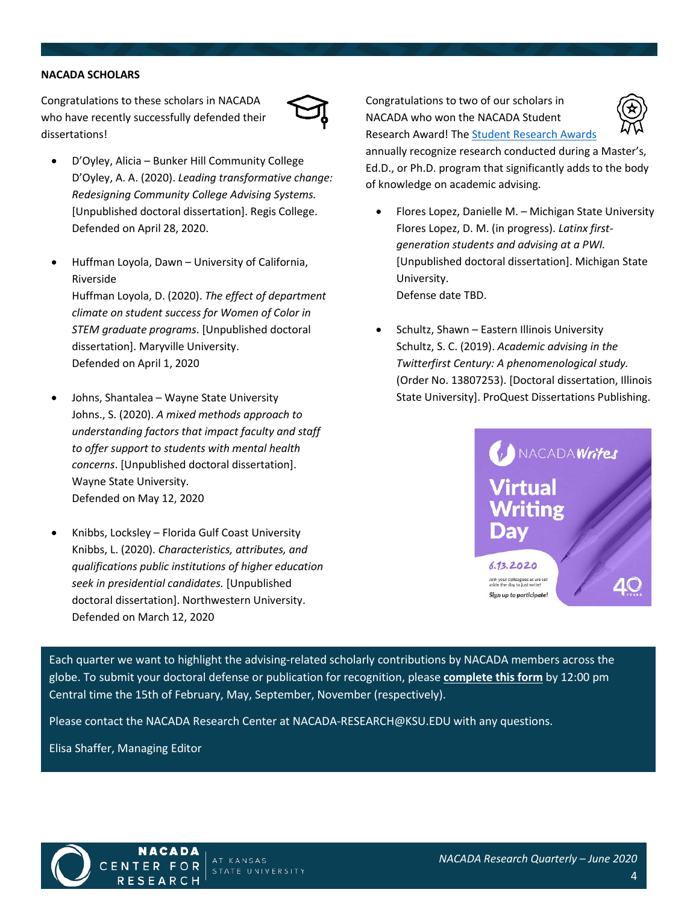## NACADA SCHOLARS

Congratulations to these scholars in NACADA who have recently successfully defended their dissertations!

- D'Oyley, Alicia – Bunker Hill Community College
  D'Oyley, A. A. (2020). *Leading transformative change: Redesigning Community College Advising Systems.* [Unpublished doctoral dissertation]. Regis College.
  Defended on April 28, 2020.

- Huffman Loyola, Dawn – University of California, Riverside
  Huffman Loyola, D. (2020). *The effect of department climate on student success for Women of Color in STEM graduate programs*. [Unpublished doctoral dissertation]. Maryville University.
  Defended on April 1, 2020

- Johns, Shantalea – Wayne State University
  Johns., S. (2020). *A mixed methods approach to understanding factors that impact faculty and staff to offer support to students with mental health concerns*. [Unpublished doctoral dissertation]. Wayne State University.
  Defended on May 12, 2020

- Knibbs, Locksley – Florida Gulf Coast University
  Knibbs, L. (2020). *Characteristics, attributes, and qualifications public institutions of higher education seek in presidential candidates.* [Unpublished doctoral dissertation]. Northwestern University.
  Defended on March 12, 2020

Congratulations to two of our scholars in NACADA who won the NACADA Student Research Award! The Student Research Awards annually recognize research conducted during a Master's, Ed.D., or Ph.D. program that significantly adds to the body of knowledge on academic advising.

- Flores Lopez, Danielle M. – Michigan State University
  Flores Lopez, D. M. (in progress). *Latinx first-generation students and advising at a PWI.* [Unpublished doctoral dissertation]. Michigan State University.
  Defense date TBD.

- Schultz, Shawn – Eastern Illinois University
  Schultz, S. C. (2019). *Academic advising in the Twitterfirst Century: A phenomenological study.* (Order No. 13807253). [Doctoral dissertation, Illinois State University]. ProQuest Dissertations Publishing.

NACADA*Writes*

Virtual Writing Day

6.13.2020

Join your colleagues as we set aside the day to just write!

*Sign up to participate!*

Each quarter we want to highlight the advising-related scholarly contributions by NACADA members across the globe. To submit your doctoral defense or publication for recognition, please **complete this form** by 12:00 pm Central time the 15th of February, May, September, November (respectively).

Please contact the NACADA Research Center at NACADA-RESEARCH@KSU.EDU with any questions.

Elisa Shaffer, Managing Editor